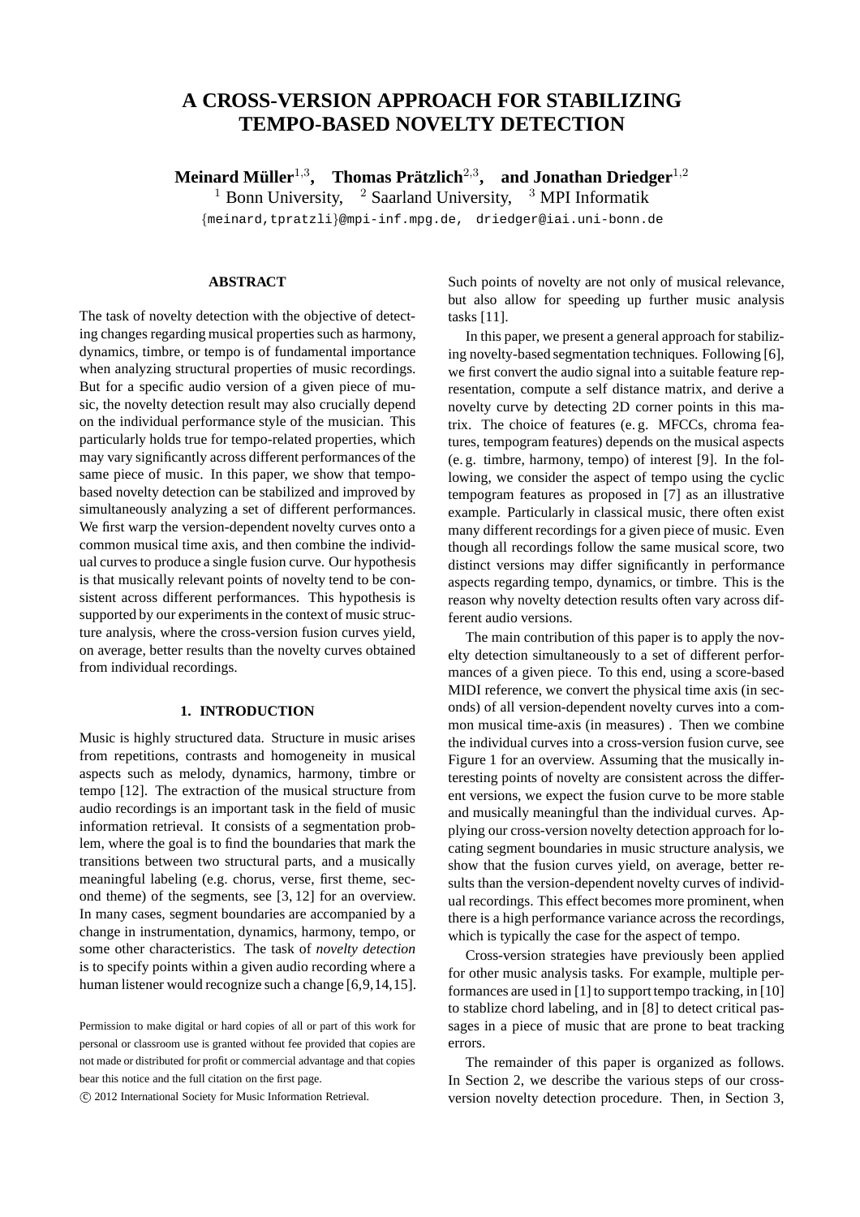# A CROSS-VERSION APPROACH FOR STABILIZING TEMPO-BASED NOVELTY DETECTION

**Meinard Müller**[1,3], **Thomas Prätzlich**[2,3], **and Jonathan Driedger**[1,2]

[1] Bonn University, [2] Saarland University, [3] MPI Informatik

{meinard,tpratzli}@mpi-inf.mpg.de, driedger@iai.uni-bonn.de

## ABSTRACT

The task of novelty detection with the objective of detecting changes regarding musical properties such as harmony, dynamics, timbre, or tempo is of fundamental importance when analyzing structural properties of music recordings. But for a specific audio version of a given piece of music, the novelty detection result may also crucially depend on the individual performance style of the musician. This particularly holds true for tempo-related properties, which may vary significantly across different performances of the same piece of music. In this paper, we show that tempo-based novelty detection can be stabilized and improved by simultaneously analyzing a set of different performances. We first warp the version-dependent novelty curves onto a common musical time axis, and then combine the individual curves to produce a single fusion curve. Our hypothesis is that musically relevant points of novelty tend to be consistent across different performances. This hypothesis is supported by our experiments in the context of music structure analysis, where the cross-version fusion curves yield, on average, better results than the novelty curves obtained from individual recordings.

## 1. INTRODUCTION

Music is highly structured data. Structure in music arises from repetitions, contrasts and homogeneity in musical aspects such as melody, dynamics, harmony, timbre or tempo [12]. The extraction of the musical structure from audio recordings is an important task in the field of music information retrieval. It consists of a segmentation problem, where the goal is to find the boundaries that mark the transitions between two structural parts, and a musically meaningful labeling (e.g. chorus, verse, first theme, second theme) of the segments, see [3, 12] for an overview. In many cases, segment boundaries are accompanied by a change in instrumentation, dynamics, harmony, tempo, or some other characteristics. The task of *novelty detection* is to specify points within a given audio recording where a human listener would recognize such a change [6,9,14,15]. Such points of novelty are not only of musical relevance, but also allow for speeding up further music analysis tasks [11].

In this paper, we present a general approach for stabilizing novelty-based segmentation techniques. Following [6], we first convert the audio signal into a suitable feature representation, compute a self distance matrix, and derive a novelty curve by detecting 2D corner points in this matrix. The choice of features (e. g. MFCCs, chroma features, tempogram features) depends on the musical aspects (e. g. timbre, harmony, tempo) of interest [9]. In the following, we consider the aspect of tempo using the cyclic tempogram features as proposed in [7] as an illustrative example. Particularly in classical music, there often exist many different recordings for a given piece of music. Even though all recordings follow the same musical score, two distinct versions may differ significantly in performance aspects regarding tempo, dynamics, or timbre. This is the reason why novelty detection results often vary across different audio versions.

The main contribution of this paper is to apply the novelty detection simultaneously to a set of different performances of a given piece. To this end, using a score-based MIDI reference, we convert the physical time axis (in seconds) of all version-dependent novelty curves into a common musical time-axis (in measures) . Then we combine the individual curves into a cross-version fusion curve, see Figure 1 for an overview. Assuming that the musically interesting points of novelty are consistent across the different versions, we expect the fusion curve to be more stable and musically meaningful than the individual curves. Applying our cross-version novelty detection approach for locating segment boundaries in music structure analysis, we show that the fusion curves yield, on average, better results than the version-dependent novelty curves of individual recordings. This effect becomes more prominent, when there is a high performance variance across the recordings, which is typically the case for the aspect of tempo.

Cross-version strategies have previously been applied for other music analysis tasks. For example, multiple performances are used in [1] to support tempo tracking, in [10] to stablize chord labeling, and in [8] to detect critical passages in a piece of music that are prone to beat tracking errors.

The remainder of this paper is organized as follows. In Section 2, we describe the various steps of our cross-version novelty detection procedure. Then, in Section 3,

Permission to make digital or hard copies of all or part of this work for personal or classroom use is granted without fee provided that copies are not made or distributed for profit or commercial advantage and that copies bear this notice and the full citation on the first page.

© 2012 International Society for Music Information Retrieval.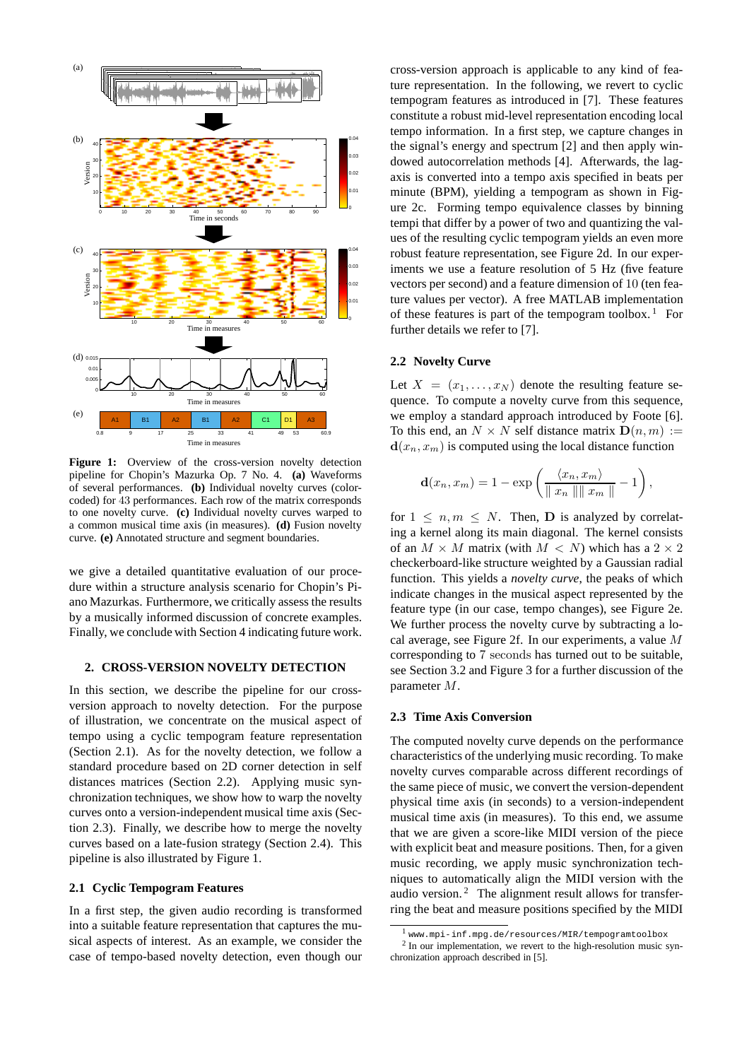**Figure 1:** Overview of the cross-version novelty detection pipeline for Chopin's Mazurka Op. 7 No. 4. **(a)** Waveforms of several performances. **(b)** Individual novelty curves (color-coded) for 43 performances. Each row of the matrix corresponds to one novelty curve. **(c)** Individual novelty curves warped to a common musical time axis (in measures). **(d)** Fusion novelty curve. **(e)** Annotated structure and segment boundaries.

we give a detailed quantitative evaluation of our procedure within a structure analysis scenario for Chopin's Piano Mazurkas. Furthermore, we critically assess the results by a musically informed discussion of concrete examples. Finally, we conclude with Section 4 indicating future work.

## 2. CROSS-VERSION NOVELTY DETECTION

In this section, we describe the pipeline for our cross-version approach to novelty detection. For the purpose of illustration, we concentrate on the musical aspect of tempo using a cyclic tempogram feature representation (Section 2.1). As for the novelty detection, we follow a standard procedure based on 2D corner detection in self distances matrices (Section 2.2). Applying music synchronization techniques, we show how to warp the novelty curves onto a version-independent musical time axis (Section 2.3). Finally, we describe how to merge the novelty curves based on a late-fusion strategy (Section 2.4). This pipeline is also illustrated by Figure 1.

### 2.1 Cyclic Tempogram Features

In a first step, the given audio recording is transformed into a suitable feature representation that captures the musical aspects of interest. As an example, we consider the case of tempo-based novelty detection, even though our cross-version approach is applicable to any kind of feature representation. In the following, we revert to cyclic tempogram features as introduced in [7]. These features constitute a robust mid-level representation encoding local tempo information. In a first step, we capture changes in the signal's energy and spectrum [2] and then apply windowed autocorrelation methods [4]. Afterwards, the lag-axis is converted into a tempo axis specified in beats per minute (BPM), yielding a tempogram as shown in Figure 2c. Forming tempo equivalence classes by binning tempi that differ by a power of two and quantizing the values of the resulting cyclic tempogram yields an even more robust feature representation, see Figure 2d. In our experiments we use a feature resolution of 5 Hz (five feature vectors per second) and a feature dimension of 10 (ten feature values per vector). A free MATLAB implementation of these features is part of the tempogram toolbox.[1] For further details we refer to [7].

### 2.2 Novelty Curve

Let $X = (x_1, \ldots, x_N)$ denote the resulting feature sequence. To compute a novelty curve from this sequence, we employ a standard approach introduced by Foote [6]. To this end, an $N \times N$ self distance matrix $\mathbf{D}(n, m) := \mathbf{d}(x_n, x_m)$ is computed using the local distance function

$$\mathbf{d}(x_n, x_m) = 1 - \exp\left(\frac{\langle x_n, x_m \rangle}{\| x_n \| \| x_m \|} - 1\right),$$

for $1 \leq n, m \leq N$. Then, $\mathbf{D}$ is analyzed by correlating a kernel along its main diagonal. The kernel consists of an $M \times M$ matrix (with $M < N$) which has a $2 \times 2$ checkerboard-like structure weighted by a Gaussian radial function. This yields a *novelty curve*, the peaks of which indicate changes in the musical aspect represented by the feature type (in our case, tempo changes), see Figure 2e. We further process the novelty curve by subtracting a local average, see Figure 2f. In our experiments, a value $M$ corresponding to 7 seconds has turned out to be suitable, see Section 3.2 and Figure 3 for a further discussion of the parameter $M$.

### 2.3 Time Axis Conversion

The computed novelty curve depends on the performance characteristics of the underlying music recording. To make novelty curves comparable across different recordings of the same piece of music, we convert the version-dependent physical time axis (in seconds) to a version-independent musical time axis (in measures). To this end, we assume that we are given a score-like MIDI version of the piece with explicit beat and measure positions. Then, for a given music recording, we apply music synchronization techniques to automatically align the MIDI version with the audio version.[2] The alignment result allows for transferring the beat and measure positions specified by the MIDI

[1] `www.mpi-inf.mpg.de/resources/MIR/tempogramtoolbox`

[2] In our implementation, we revert to the high-resolution music synchronization approach described in [5].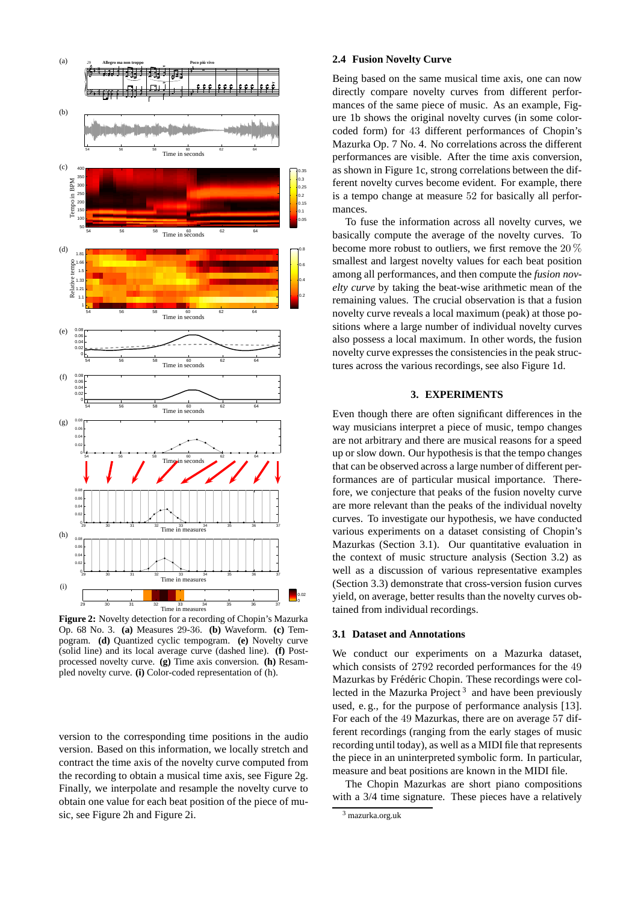**Figure 2:** Novelty detection for a recording of Chopin's Mazurka Op. 68 No. 3. **(a)** Measures 29-36. **(b)** Waveform. **(c)** Tempogram. **(d)** Quantized cyclic tempogram. **(e)** Novelty curve (solid line) and its local average curve (dashed line). **(f)** Post-processed novelty curve. **(g)** Time axis conversion. **(h)** Resampled novelty curve. **(i)** Color-coded representation of (h).

version to the corresponding time positions in the audio version. Based on this information, we locally stretch and contract the time axis of the novelty curve computed from the recording to obtain a musical time axis, see Figure 2g. Finally, we interpolate and resample the novelty curve to obtain one value for each beat position of the piece of music, see Figure 2h and Figure 2i.

### 2.4 Fusion Novelty Curve

Being based on the same musical time axis, one can now directly compare novelty curves from different performances of the same piece of music. As an example, Figure 1b shows the original novelty curves (in some color-coded form) for 43 different performances of Chopin's Mazurka Op. 7 No. 4. No correlations across the different performances are visible. After the time axis conversion, as shown in Figure 1c, strong correlations between the different novelty curves become evident. For example, there is a tempo change at measure 52 for basically all performances.

To fuse the information across all novelty curves, we basically compute the average of the novelty curves. To become more robust to outliers, we first remove the $20\,\%$ smallest and largest novelty values for each beat position among all performances, and then compute the *fusion novelty curve* by taking the beat-wise arithmetic mean of the remaining values. The crucial observation is that a fusion novelty curve reveals a local maximum (peak) at those positions where a large number of individual novelty curves also possess a local maximum. In other words, the fusion novelty curve expresses the consistencies in the peak structures across the various recordings, see also Figure 1d.

## 3. EXPERIMENTS

Even though there are often significant differences in the way musicians interpret a piece of music, tempo changes are not arbitrary and there are musical reasons for a speed up or slow down. Our hypothesis is that the tempo changes that can be observed across a large number of different performances are of particular musical importance. Therefore, we conjecture that peaks of the fusion novelty curve are more relevant than the peaks of the individual novelty curves. To investigate our hypothesis, we have conducted various experiments on a dataset consisting of Chopin's Mazurkas (Section 3.1). Our quantitative evaluation in the context of music structure analysis (Section 3.2) as well as a discussion of various representative examples (Section 3.3) demonstrate that cross-version fusion curves yield, on average, better results than the novelty curves obtained from individual recordings.

### 3.1 Dataset and Annotations

We conduct our experiments on a Mazurka dataset, which consists of 2792 recorded performances for the 49 Mazurkas by Frédéric Chopin. These recordings were collected in the Mazurka Project [3] and have been previously used, e. g., for the purpose of performance analysis [13]. For each of the 49 Mazurkas, there are on average 57 different recordings (ranging from the early stages of music recording until today), as well as a MIDI file that represents the piece in an uninterpreted symbolic form. In particular, measure and beat positions are known in the MIDI file.

The Chopin Mazurkas are short piano compositions with a 3/4 time signature. These pieces have a relatively

[3] mazurka.org.uk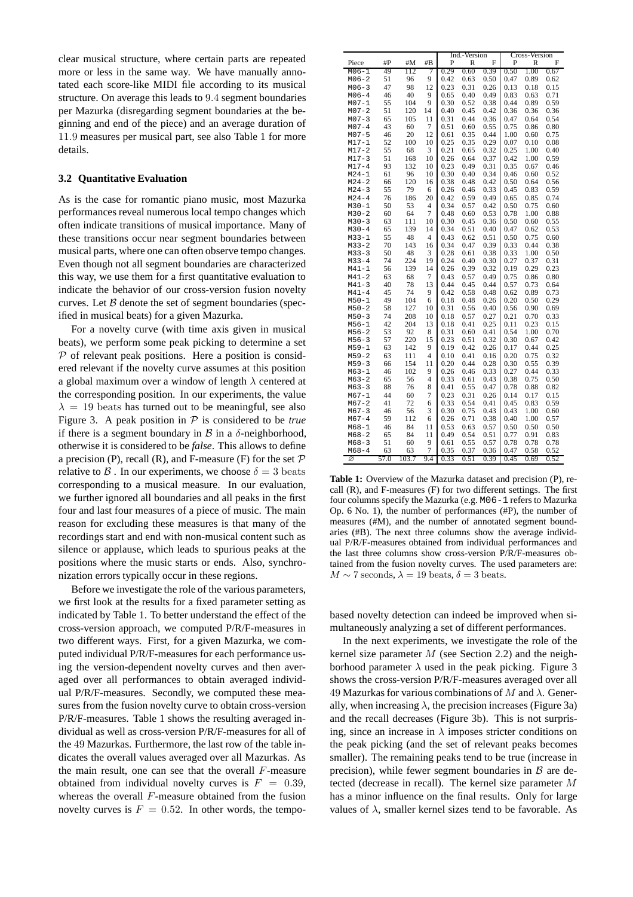clear musical structure, where certain parts are repeated more or less in the same way. We have manually annotated each score-like MIDI file according to its musical structure. On average this leads to 9.4 segment boundaries per Mazurka (disregarding segment boundaries at the beginning and end of the piece) and an average duration of 11.9 measures per musical part, see also Table 1 for more details.

### 3.2 Quantitative Evaluation

As is the case for romantic piano music, most Mazurka performances reveal numerous local tempo changes which often indicate transitions of musical importance. Many of these transitions occur near segment boundaries between musical parts, where one can often observe tempo changes. Even though not all segment boundaries are characterized this way, we use them for a first quantitative evaluation to indicate the behavior of our cross-version fusion novelty curves. Let $\mathcal{B}$ denote the set of segment boundaries (specified in musical beats) for a given Mazurka.

For a novelty curve (with time axis given in musical beats), we perform some peak picking to determine a set $\mathcal{P}$ of relevant peak positions. Here a position is considered relevant if the novelty curve assumes at this position a global maximum over a window of length $\lambda$ centered at the corresponding position. In our experiments, the value $\lambda = 19$ beats has turned out to be meaningful, see also Figure 3. A peak position in $\mathcal{P}$ is considered to be *true* if there is a segment boundary in $\mathcal{B}$ in a $\delta$-neighborhood, otherwise it is considered to be *false*. This allows to define a precision (P), recall (R), and F-measure (F) for the set $\mathcal{P}$ relative to $\mathcal{B}$ . In our experiments, we choose $\delta = 3$ beats corresponding to a musical measure. In our evaluation, we further ignored all boundaries and all peaks in the first four and last four measures of a piece of music. The main reason for excluding these measures is that many of the recordings start and end with non-musical content such as silence or applause, which leads to spurious peaks at the positions where the music starts or ends. Also, synchronization errors typically occur in these regions.

Before we investigate the role of the various parameters, we first look at the results for a fixed parameter setting as indicated by Table 1. To better understand the effect of the cross-version approach, we computed P/R/F-measures in two different ways. First, for a given Mazurka, we computed individual P/R/F-measures for each performance using the version-dependent novelty curves and then averaged over all performances to obtain averaged individual P/R/F-measures. Secondly, we computed these measures from the fusion novelty curve to obtain cross-version P/R/F-measures. Table 1 shows the resulting averaged individual as well as cross-version P/R/F-measures for all of the 49 Mazurkas. Furthermore, the last row of the table indicates the overall values averaged over all Mazurkas. As the main result, one can see that the overall $F$-measure obtained from individual novelty curves is $F = 0.39$, whereas the overall $F$-measure obtained from the fusion novelty curves is $F = 0.52$. In other words, the tempo-based novelty detection can indeed be improved when simultaneously analyzing a set of different performances.

| | | | | Ind.-Version | | | Cross-Version | | |
|---|---|---|---|---|---|---|---|---|---|
| Piece | #P | #M | #B | P | R | F | P | R | F |
| M06-1 | 49 | 112 | 7 | 0.29 | 0.60 | 0.39 | 0.50 | 1.00 | 0.67 |
| M06-2 | 51 | 96 | 9 | 0.42 | 0.63 | 0.50 | 0.47 | 0.89 | 0.62 |
| M06-3 | 47 | 98 | 12 | 0.23 | 0.31 | 0.26 | 0.13 | 0.18 | 0.15 |
| M06-4 | 46 | 40 | 9 | 0.65 | 0.40 | 0.49 | 0.83 | 0.63 | 0.71 |
| M07-1 | 55 | 104 | 9 | 0.30 | 0.52 | 0.38 | 0.44 | 0.89 | 0.59 |
| M07-2 | 51 | 120 | 14 | 0.40 | 0.45 | 0.42 | 0.36 | 0.36 | 0.36 |
| M07-3 | 65 | 105 | 11 | 0.31 | 0.44 | 0.36 | 0.47 | 0.64 | 0.54 |
| M07-4 | 43 | 60 | 7 | 0.51 | 0.60 | 0.55 | 0.75 | 0.86 | 0.80 |
| M07-5 | 46 | 20 | 12 | 0.61 | 0.35 | 0.44 | 1.00 | 0.60 | 0.75 |
| M17-1 | 52 | 100 | 10 | 0.25 | 0.35 | 0.29 | 0.07 | 0.10 | 0.08 |
| M17-2 | 55 | 68 | 3 | 0.21 | 0.65 | 0.32 | 0.25 | 1.00 | 0.40 |
| M17-3 | 51 | 168 | 10 | 0.26 | 0.64 | 0.37 | 0.42 | 1.00 | 0.59 |
| M17-4 | 93 | 132 | 10 | 0.23 | 0.49 | 0.31 | 0.35 | 0.67 | 0.46 |
| M24-1 | 61 | 96 | 10 | 0.30 | 0.40 | 0.34 | 0.46 | 0.60 | 0.52 |
| M24-2 | 66 | 120 | 16 | 0.38 | 0.48 | 0.42 | 0.50 | 0.64 | 0.56 |
| M24-3 | 55 | 79 | 6 | 0.26 | 0.46 | 0.33 | 0.45 | 0.83 | 0.59 |
| M24-4 | 76 | 186 | 20 | 0.42 | 0.59 | 0.49 | 0.65 | 0.85 | 0.74 |
| M30-1 | 50 | 53 | 4 | 0.34 | 0.57 | 0.42 | 0.50 | 0.75 | 0.60 |
| M30-2 | 60 | 64 | 7 | 0.48 | 0.60 | 0.53 | 0.78 | 1.00 | 0.88 |
| M30-3 | 63 | 111 | 10 | 0.30 | 0.45 | 0.36 | 0.50 | 0.60 | 0.55 |
| M30-4 | 65 | 139 | 14 | 0.34 | 0.51 | 0.40 | 0.47 | 0.62 | 0.53 |
| M33-1 | 55 | 48 | 4 | 0.43 | 0.62 | 0.51 | 0.50 | 0.75 | 0.60 |
| M33-2 | 70 | 143 | 16 | 0.34 | 0.47 | 0.39 | 0.33 | 0.44 | 0.38 |
| M33-3 | 50 | 48 | 3 | 0.28 | 0.61 | 0.38 | 0.33 | 1.00 | 0.50 |
| M33-4 | 74 | 224 | 19 | 0.24 | 0.40 | 0.30 | 0.27 | 0.37 | 0.31 |
| M41-1 | 56 | 139 | 14 | 0.26 | 0.39 | 0.32 | 0.19 | 0.29 | 0.23 |
| M41-2 | 63 | 68 | 7 | 0.43 | 0.57 | 0.49 | 0.75 | 0.86 | 0.80 |
| M41-3 | 40 | 78 | 13 | 0.44 | 0.45 | 0.44 | 0.57 | 0.73 | 0.64 |
| M41-4 | 45 | 74 | 9 | 0.42 | 0.58 | 0.48 | 0.62 | 0.89 | 0.73 |
| M50-1 | 49 | 104 | 6 | 0.18 | 0.48 | 0.26 | 0.20 | 0.50 | 0.29 |
| M50-2 | 58 | 127 | 10 | 0.31 | 0.56 | 0.40 | 0.56 | 0.90 | 0.69 |
| M50-3 | 74 | 208 | 10 | 0.18 | 0.57 | 0.27 | 0.21 | 0.70 | 0.33 |
| M56-1 | 42 | 204 | 13 | 0.18 | 0.41 | 0.25 | 0.11 | 0.23 | 0.15 |
| M56-2 | 53 | 92 | 8 | 0.31 | 0.60 | 0.41 | 0.54 | 1.00 | 0.70 |
| M56-3 | 57 | 220 | 15 | 0.23 | 0.51 | 0.32 | 0.30 | 0.67 | 0.42 |
| M59-1 | 63 | 142 | 9 | 0.19 | 0.42 | 0.26 | 0.17 | 0.44 | 0.25 |
| M59-2 | 63 | 131 | 4 | 0.10 | 0.41 | 0.16 | 0.20 | 0.75 | 0.32 |
| M59-3 | 66 | 154 | 11 | 0.20 | 0.44 | 0.28 | 0.30 | 0.55 | 0.39 |
| M63-1 | 46 | 102 | 9 | 0.26 | 0.46 | 0.33 | 0.27 | 0.44 | 0.33 |
| M63-2 | 65 | 56 | 4 | 0.33 | 0.61 | 0.43 | 0.38 | 0.75 | 0.50 |
| M63-3 | 88 | 76 | 8 | 0.41 | 0.55 | 0.47 | 0.78 | 0.88 | 0.82 |
| M67-1 | 44 | 60 | 7 | 0.23 | 0.31 | 0.26 | 0.14 | 0.17 | 0.15 |
| M67-2 | 41 | 72 | 6 | 0.33 | 0.54 | 0.41 | 0.45 | 0.83 | 0.59 |
| M67-3 | 46 | 56 | 3 | 0.30 | 0.75 | 0.43 | 0.43 | 1.00 | 0.60 |
| M67-4 | 59 | 112 | 6 | 0.26 | 0.71 | 0.38 | 0.40 | 1.00 | 0.57 |
| M68-1 | 46 | 84 | 11 | 0.53 | 0.63 | 0.57 | 0.50 | 0.50 | 0.50 |
| M68-2 | 65 | 84 | 11 | 0.49 | 0.54 | 0.51 | 0.77 | 0.91 | 0.83 |
| M68-3 | 51 | 60 | 9 | 0.61 | 0.55 | 0.57 | 0.78 | 0.78 | 0.78 |
| M68-4 | 63 | 63 | 7 | 0.35 | 0.37 | 0.36 | 0.47 | 0.58 | 0.52 |
| ∅ | 57.0 | 103.7 | 9.4 | 0.33 | 0.51 | 0.39 | 0.45 | 0.69 | 0.52 |

**Table 1:** Overview of the Mazurka dataset and precision (P), recall (R), and F-measures (F) for two different settings. The first four columns specify the Mazurka (e.g. M06-1 refers to Mazurka Op. 6 No. 1), the number of performances (#P), the number of measures (#M), and the number of annotated segment boundaries (#B). The next three columns show the average individual P/R/F-measures obtained from individual performances and the last three columns show cross-version P/R/F-measures obtained from the fusion novelty curves. The used parameters are: $M \sim 7$ seconds, $\lambda = 19$ beats, $\delta = 3$ beats.

In the next experiments, we investigate the role of the kernel size parameter $M$ (see Section 2.2) and the neighborhood parameter $\lambda$ used in the peak picking. Figure 3 shows the cross-version P/R/F-measures averaged over all 49 Mazurkas for various combinations of $M$ and $\lambda$. Generally, when increasing $\lambda$, the precision increases (Figure 3a) and the recall decreases (Figure 3b). This is not surprising, since an increase in $\lambda$ imposes stricter conditions on the peak picking (and the set of relevant peaks becomes smaller). The remaining peaks tend to be true (increase in precision), while fewer segment boundaries in $\mathcal{B}$ are detected (decrease in recall). The kernel size parameter $M$ has a minor influence on the final results. Only for large values of $\lambda$, smaller kernel sizes tend to be favorable. As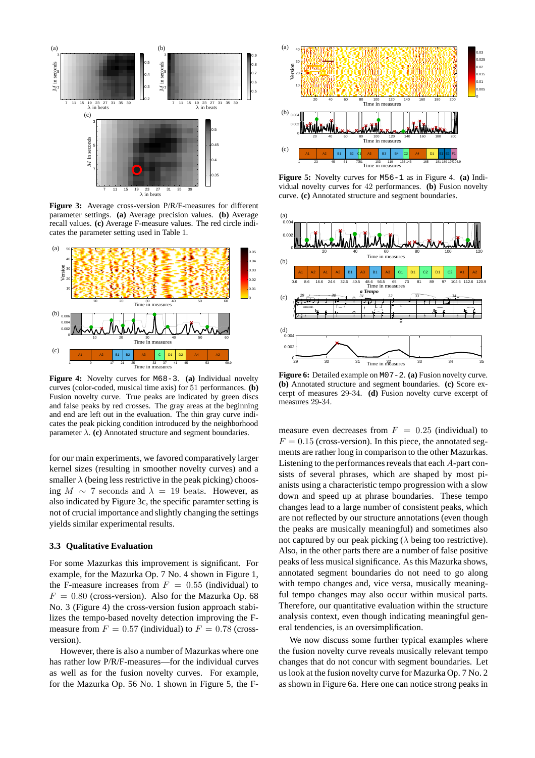**Figure 3:** Average cross-version P/R/F-measures for different parameter settings. **(a)** Average precision values. **(b)** Average recall values. **(c)** Average F-measure values. The red circle indicates the parameter setting used in Table 1.

**Figure 4:** Novelty curves for `M68-3`. **(a)** Individual novelty curves (color-coded, musical time axis) for 51 performances. **(b)** Fusion novelty curve. True peaks are indicated by green discs and false peaks by red crosses. The gray areas at the beginning and end are left out in the evaluation. The thin gray curve indicates the peak picking condition introduced by the neighborhood parameter $\lambda$. **(c)** Annotated structure and segment boundaries.

for our main experiments, we favored comparatively larger kernel sizes (resulting in smoother novelty curves) and a smaller $\lambda$ (being less restrictive in the peak picking) choosing $M \sim 7$ seconds and $\lambda = 19$ beats. However, as also indicated by Figure 3c, the specific paramter setting is not of crucial importance and slightly changing the settings yields similar experimental results.

### 3.3 Qualitative Evaluation

For some Mazurkas this improvement is significant. For example, for the Mazurka Op. 7 No. 4 shown in Figure 1, the F-measure increases from $F = 0.55$ (individual) to $F = 0.80$ (cross-version). Also for the Mazurka Op. 68 No. 3 (Figure 4) the cross-version fusion approach stabilizes the tempo-based novelty detection improving the F-measure from $F = 0.57$ (individual) to $F = 0.78$ (cross-version).

However, there is also a number of Mazurkas where one has rather low P/R/F-measures—for the individual curves as well as for the fusion novelty curves. For example, for the Mazurka Op. 56 No. 1 shown in Figure 5, the F-measure even decreases from $F = 0.25$ (individual) to $F = 0.15$ (cross-version). In this piece, the annotated segments are rather long in comparison to the other Mazurkas. Listening to the performances reveals that each $A$-part consists of several phrases, which are shaped by most pianists using a characteristic tempo progression with a slow down and speed up at phrase boundaries. These tempo changes lead to a large number of consistent peaks, which are not reflected by our structure annotations (even though the peaks are musically meaningful) and sometimes also not captured by our peak picking ($\lambda$ being too restrictive). Also, in the other parts there are a number of false positive peaks of less musical significance. As this Mazurka shows, annotated segment boundaries do not need to go along with tempo changes and, vice versa, musically meaningful tempo changes may also occur within musical parts. Therefore, our quantitative evaluation within the structure analysis context, even though indicating meaningful general tendencies, is an oversimplification.

We now discuss some further typical examples where the fusion novelty curve reveals musically relevant tempo changes that do not concur with segment boundaries. Let us look at the fusion novelty curve for Mazurka Op. 7 No. 2 as shown in Figure 6a. Here one can notice strong peaks in

**Figure 5:** Novelty curves for `M56-1` as in Figure 4. **(a)** Individual novelty curves for 42 performances. **(b)** Fusion novelty curve. **(c)** Annotated structure and segment boundaries.

**Figure 6:** Detailed example on `M07-2`. **(a)** Fusion novelty curve. **(b)** Annotated structure and segment boundaries. **(c)** Score excerpt of measures 29-34. **(d)** Fusion novelty curve excerpt of measures 29-34.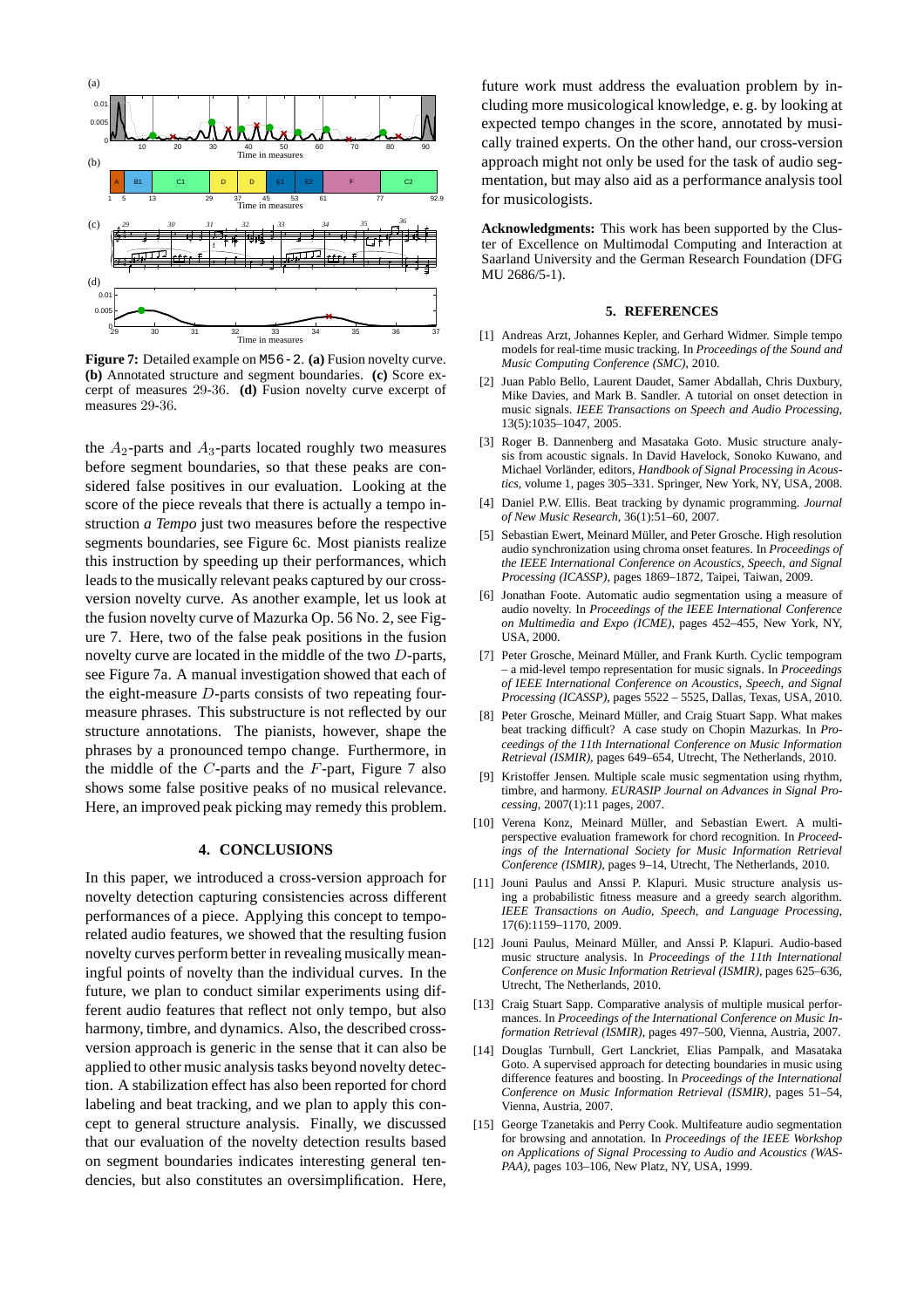(a)

0.01
0.005
0
10 20 30 40 50 60 70 80 90
Time in measures

(b)

A B1 C1 D D E1 E2 F C2
1 5 13 29 37 45 53 61 77 92.9
Time in measures

(c)

29 30 31 32 33 34 35 36

(d)

0.01
0.005
0
29 30 31 32 33 34 35 36 37
Time in measures

**Figure 7:** Detailed example on M56-2. **(a)** Fusion novelty curve. **(b)** Annotated structure and segment boundaries. **(c)** Score excerpt of measures 29-36. **(d)** Fusion novelty curve excerpt of measures 29-36.

the $A_2$-parts and $A_3$-parts located roughly two measures before segment boundaries, so that these peaks are considered false positives in our evaluation. Looking at the score of the piece reveals that there is actually a tempo instruction *a Tempo* just two measures before the respective segments boundaries, see Figure 6c. Most pianists realize this instruction by speeding up their performances, which leads to the musically relevant peaks captured by our cross-version novelty curve. As another example, let us look at the fusion novelty curve of Mazurka Op. 56 No. 2, see Figure 7. Here, two of the false peak positions in the fusion novelty curve are located in the middle of the two $D$-parts, see Figure 7a. A manual investigation showed that each of the eight-measure $D$-parts consists of two repeating four-measure phrases. This substructure is not reflected by our structure annotations. The pianists, however, shape the phrases by a pronounced tempo change. Furthermore, in the middle of the $C$-parts and the $F$-part, Figure 7 also shows some false positive peaks of no musical relevance. Here, an improved peak picking may remedy this problem.

## 4. CONCLUSIONS

In this paper, we introduced a cross-version approach for novelty detection capturing consistencies across different performances of a piece. Applying this concept to tempo-related audio features, we showed that the resulting fusion novelty curves perform better in revealing musically meaningful points of novelty than the individual curves. In the future, we plan to conduct similar experiments using different audio features that reflect not only tempo, but also harmony, timbre, and dynamics. Also, the described cross-version approach is generic in the sense that it can also be applied to other music analysis tasks beyond novelty detection. A stabilization effect has also been reported for chord labeling and beat tracking, and we plan to apply this concept to general structure analysis. Finally, we discussed that our evaluation of the novelty detection results based on segment boundaries indicates interesting general tendencies, but also constitutes an oversimplification. Here, future work must address the evaluation problem by including more musicological knowledge, e. g. by looking at expected tempo changes in the score, annotated by musically trained experts. On the other hand, our cross-version approach might not only be used for the task of audio segmentation, but may also aid as a performance analysis tool for musicologists.

**Acknowledgments:** This work has been supported by the Cluster of Excellence on Multimodal Computing and Interaction at Saarland University and the German Research Foundation (DFG MU 2686/5-1).

## 5. REFERENCES

[1] Andreas Arzt, Johannes Kepler, and Gerhard Widmer. Simple tempo models for real-time music tracking. In *Proceedings of the Sound and Music Computing Conference (SMC)*, 2010.

[2] Juan Pablo Bello, Laurent Daudet, Samer Abdallah, Chris Duxbury, Mike Davies, and Mark B. Sandler. A tutorial on onset detection in music signals. *IEEE Transactions on Speech and Audio Processing*, 13(5):1035–1047, 2005.

[3] Roger B. Dannenberg and Masataka Goto. Music structure analysis from acoustic signals. In David Havelock, Sonoko Kuwano, and Michael Vorländer, editors, *Handbook of Signal Processing in Acoustics*, volume 1, pages 305–331. Springer, New York, NY, USA, 2008.

[4] Daniel P.W. Ellis. Beat tracking by dynamic programming. *Journal of New Music Research*, 36(1):51–60, 2007.

[5] Sebastian Ewert, Meinard Müller, and Peter Grosche. High resolution audio synchronization using chroma onset features. In *Proceedings of the IEEE International Conference on Acoustics, Speech, and Signal Processing (ICASSP)*, pages 1869–1872, Taipei, Taiwan, 2009.

[6] Jonathan Foote. Automatic audio segmentation using a measure of audio novelty. In *Proceedings of the IEEE International Conference on Multimedia and Expo (ICME)*, pages 452–455, New York, NY, USA, 2000.

[7] Peter Grosche, Meinard Müller, and Frank Kurth. Cyclic tempogram – a mid-level tempo representation for music signals. In *Proceedings of IEEE International Conference on Acoustics, Speech, and Signal Processing (ICASSP)*, pages 5522 – 5525, Dallas, Texas, USA, 2010.

[8] Peter Grosche, Meinard Müller, and Craig Stuart Sapp. What makes beat tracking difficult? A case study on Chopin Mazurkas. In *Proceedings of the 11th International Conference on Music Information Retrieval (ISMIR)*, pages 649–654, Utrecht, The Netherlands, 2010.

[9] Kristoffer Jensen. Multiple scale music segmentation using rhythm, timbre, and harmony. *EURASIP Journal on Advances in Signal Processing*, 2007(1):11 pages, 2007.

[10] Verena Konz, Meinard Müller, and Sebastian Ewert. A multi-perspective evaluation framework for chord recognition. In *Proceedings of the International Society for Music Information Retrieval Conference (ISMIR)*, pages 9–14, Utrecht, The Netherlands, 2010.

[11] Jouni Paulus and Anssi P. Klapuri. Music structure analysis using a probabilistic fitness measure and a greedy search algorithm. *IEEE Transactions on Audio, Speech, and Language Processing*, 17(6):1159–1170, 2009.

[12] Jouni Paulus, Meinard Müller, and Anssi P. Klapuri. Audio-based music structure analysis. In *Proceedings of the 11th International Conference on Music Information Retrieval (ISMIR)*, pages 625–636, Utrecht, The Netherlands, 2010.

[13] Craig Stuart Sapp. Comparative analysis of multiple musical performances. In *Proceedings of the International Conference on Music Information Retrieval (ISMIR)*, pages 497–500, Vienna, Austria, 2007.

[14] Douglas Turnbull, Gert Lanckriet, Elias Pampalk, and Masataka Goto. A supervised approach for detecting boundaries in music using difference features and boosting. In *Proceedings of the International Conference on Music Information Retrieval (ISMIR)*, pages 51–54, Vienna, Austria, 2007.

[15] George Tzanetakis and Perry Cook. Multifeature audio segmentation for browsing and annotation. In *Proceedings of the IEEE Workshop on Applications of Signal Processing to Audio and Acoustics (WASPAA)*, pages 103–106, New Platz, NY, USA, 1999.